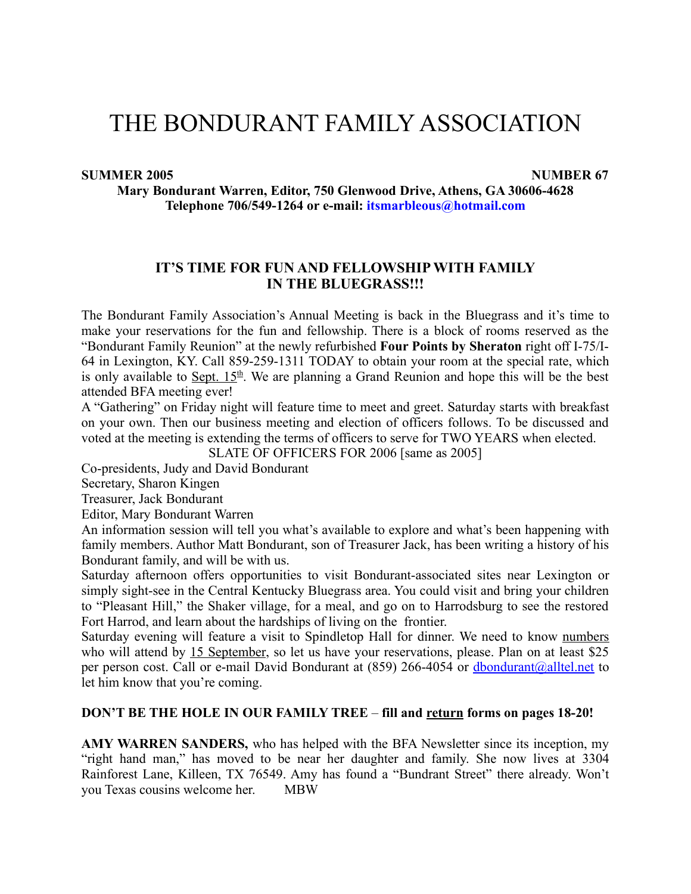# THE BONDURANT FAMILY ASSOCIATION

**SUMMER 2005** **NUMBER 67**

**Mary Bondurant Warren, Editor, 750 Glenwood Drive, Athens, GA 30606-4628**
**Telephone 706/549-1264 or e-mail: itsmarbleous@hotmail.com**

## IT'S TIME FOR FUN AND FELLOWSHIP WITH FAMILY IN THE BLUEGRASS!!!

The Bondurant Family Association's Annual Meeting is back in the Bluegrass and it's time to make your reservations for the fun and fellowship. There is a block of rooms reserved as the "Bondurant Family Reunion" at the newly refurbished **Four Points by Sheraton** right off I-75/I-64 in Lexington, KY. Call 859-259-1311 TODAY to obtain your room at the special rate, which is only available to Sept. 15th. We are planning a Grand Reunion and hope this will be the best attended BFA meeting ever!

A "Gathering" on Friday night will feature time to meet and greet. Saturday starts with breakfast on your own. Then our business meeting and election of officers follows. To be discussed and voted at the meeting is extending the terms of officers to serve for TWO YEARS when elected.

SLATE OF OFFICERS FOR 2006 [same as 2005]

Co-presidents, Judy and David Bondurant
Secretary, Sharon Kingen
Treasurer, Jack Bondurant
Editor, Mary Bondurant Warren

An information session will tell you what's available to explore and what's been happening with family members. Author Matt Bondurant, son of Treasurer Jack, has been writing a history of his Bondurant family, and will be with us.

Saturday afternoon offers opportunities to visit Bondurant-associated sites near Lexington or simply sight-see in the Central Kentucky Bluegrass area. You could visit and bring your children to "Pleasant Hill," the Shaker village, for a meal, and go on to Harrodsburg to see the restored Fort Harrod, and learn about the hardships of living on the frontier.

Saturday evening will feature a visit to Spindletop Hall for dinner. We need to know numbers who will attend by 15 September, so let us have your reservations, please. Plan on at least $25 per person cost. Call or e-mail David Bondurant at (859) 266-4054 or dbondurant@alltel.net to let him know that you're coming.

**DON'T BE THE HOLE IN OUR FAMILY TREE – fill and return forms on pages 18-20!**

**AMY WARREN SANDERS,** who has helped with the BFA Newsletter since its inception, my "right hand man," has moved to be near her daughter and family. She now lives at 3304 Rainforest Lane, Killeen, TX 76549. Amy has found a "Bundrant Street" there already. Won't you Texas cousins welcome her. MBW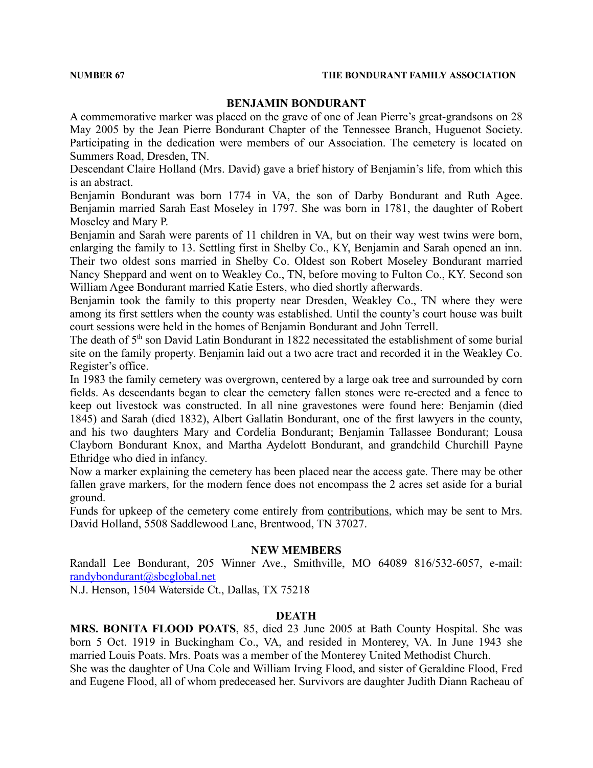## BENJAMIN BONDURANT

A commemorative marker was placed on the grave of one of Jean Pierre's great-grandsons on 28 May 2005 by the Jean Pierre Bondurant Chapter of the Tennessee Branch, Huguenot Society. Participating in the dedication were members of our Association. The cemetery is located on Summers Road, Dresden, TN.

Descendant Claire Holland (Mrs. David) gave a brief history of Benjamin's life, from which this is an abstract.

Benjamin Bondurant was born 1774 in VA, the son of Darby Bondurant and Ruth Agee. Benjamin married Sarah East Moseley in 1797. She was born in 1781, the daughter of Robert Moseley and Mary P.

Benjamin and Sarah were parents of 11 children in VA, but on their way west twins were born, enlarging the family to 13. Settling first in Shelby Co., KY, Benjamin and Sarah opened an inn. Their two oldest sons married in Shelby Co. Oldest son Robert Moseley Bondurant married Nancy Sheppard and went on to Weakley Co., TN, before moving to Fulton Co., KY. Second son William Agee Bondurant married Katie Esters, who died shortly afterwards.

Benjamin took the family to this property near Dresden, Weakley Co., TN where they were among its first settlers when the county was established. Until the county's court house was built court sessions were held in the homes of Benjamin Bondurant and John Terrell.

The death of 5th son David Latin Bondurant in 1822 necessitated the establishment of some burial site on the family property. Benjamin laid out a two acre tract and recorded it in the Weakley Co. Register's office.

In 1983 the family cemetery was overgrown, centered by a large oak tree and surrounded by corn fields. As descendants began to clear the cemetery fallen stones were re-erected and a fence to keep out livestock was constructed. In all nine gravestones were found here: Benjamin (died 1845) and Sarah (died 1832), Albert Gallatin Bondurant, one of the first lawyers in the county, and his two daughters Mary and Cordelia Bondurant; Benjamin Tallassee Bondurant; Lousa Clayborn Bondurant Knox, and Martha Aydelott Bondurant, and grandchild Churchill Payne Ethridge who died in infancy.

Now a marker explaining the cemetery has been placed near the access gate. There may be other fallen grave markers, for the modern fence does not encompass the 2 acres set aside for a burial ground.

Funds for upkeep of the cemetery come entirely from contributions, which may be sent to Mrs. David Holland, 5508 Saddlewood Lane, Brentwood, TN 37027.

## NEW MEMBERS

Randall Lee Bondurant, 205 Winner Ave., Smithville, MO 64089 816/532-6057, e-mail: randybondurant@sbcglobal.net

N.J. Henson, 1504 Waterside Ct., Dallas, TX 75218

## DEATH

**MRS. BONITA FLOOD POATS**, 85, died 23 June 2005 at Bath County Hospital. She was born 5 Oct. 1919 in Buckingham Co., VA, and resided in Monterey, VA. In June 1943 she married Louis Poats. Mrs. Poats was a member of the Monterey United Methodist Church.

She was the daughter of Una Cole and William Irving Flood, and sister of Geraldine Flood, Fred and Eugene Flood, all of whom predeceased her. Survivors are daughter Judith Diann Racheau of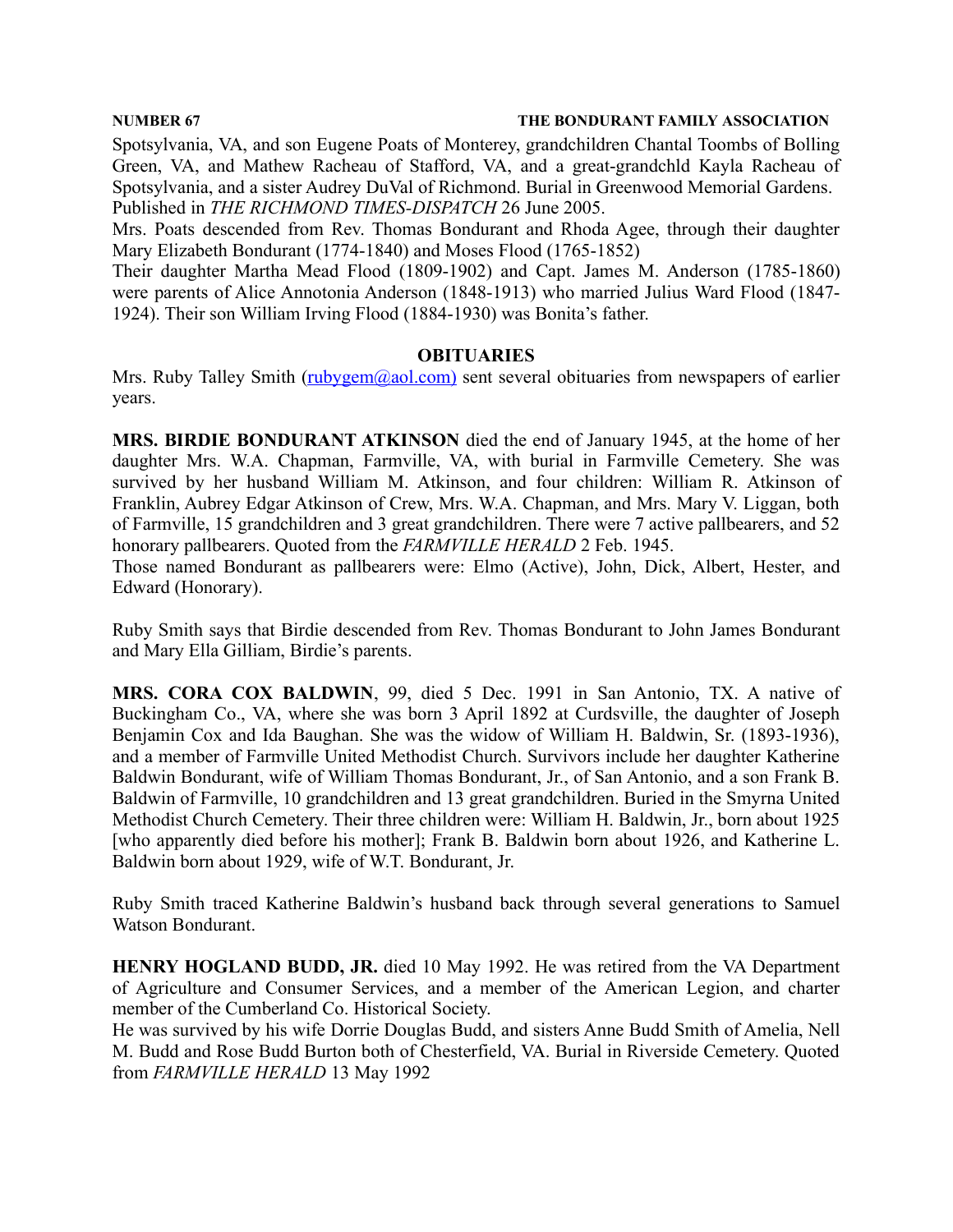Spotsylvania, VA, and son Eugene Poats of Monterey, grandchildren Chantal Toombs of Bolling Green, VA, and Mathew Racheau of Stafford, VA, and a great-grandchld Kayla Racheau of Spotsylvania, and a sister Audrey DuVal of Richmond. Burial in Greenwood Memorial Gardens. Published in *THE RICHMOND TIMES-DISPATCH* 26 June 2005.

Mrs. Poats descended from Rev. Thomas Bondurant and Rhoda Agee, through their daughter Mary Elizabeth Bondurant (1774-1840) and Moses Flood (1765-1852)

Their daughter Martha Mead Flood (1809-1902) and Capt. James M. Anderson (1785-1860) were parents of Alice Annotonia Anderson (1848-1913) who married Julius Ward Flood (1847-1924). Their son William Irving Flood (1884-1930) was Bonita's father.

## OBITUARIES

Mrs. Ruby Talley Smith (rubygem@aol.com) sent several obituaries from newspapers of earlier years.

**MRS. BIRDIE BONDURANT ATKINSON** died the end of January 1945, at the home of her daughter Mrs. W.A. Chapman, Farmville, VA, with burial in Farmville Cemetery. She was survived by her husband William M. Atkinson, and four children: William R. Atkinson of Franklin, Aubrey Edgar Atkinson of Crew, Mrs. W.A. Chapman, and Mrs. Mary V. Liggan, both of Farmville, 15 grandchildren and 3 great grandchildren. There were 7 active pallbearers, and 52 honorary pallbearers. Quoted from the *FARMVILLE HERALD* 2 Feb. 1945.

Those named Bondurant as pallbearers were: Elmo (Active), John, Dick, Albert, Hester, and Edward (Honorary).

Ruby Smith says that Birdie descended from Rev. Thomas Bondurant to John James Bondurant and Mary Ella Gilliam, Birdie's parents.

**MRS. CORA COX BALDWIN**, 99, died 5 Dec. 1991 in San Antonio, TX. A native of Buckingham Co., VA, where she was born 3 April 1892 at Curdsville, the daughter of Joseph Benjamin Cox and Ida Baughan. She was the widow of William H. Baldwin, Sr. (1893-1936), and a member of Farmville United Methodist Church. Survivors include her daughter Katherine Baldwin Bondurant, wife of William Thomas Bondurant, Jr., of San Antonio, and a son Frank B. Baldwin of Farmville, 10 grandchildren and 13 great grandchildren. Buried in the Smyrna United Methodist Church Cemetery. Their three children were: William H. Baldwin, Jr., born about 1925 [who apparently died before his mother]; Frank B. Baldwin born about 1926, and Katherine L. Baldwin born about 1929, wife of W.T. Bondurant, Jr.

Ruby Smith traced Katherine Baldwin's husband back through several generations to Samuel Watson Bondurant.

**HENRY HOGLAND BUDD, JR.** died 10 May 1992. He was retired from the VA Department of Agriculture and Consumer Services, and a member of the American Legion, and charter member of the Cumberland Co. Historical Society.

He was survived by his wife Dorrie Douglas Budd, and sisters Anne Budd Smith of Amelia, Nell M. Budd and Rose Budd Burton both of Chesterfield, VA. Burial in Riverside Cemetery. Quoted from *FARMVILLE HERALD* 13 May 1992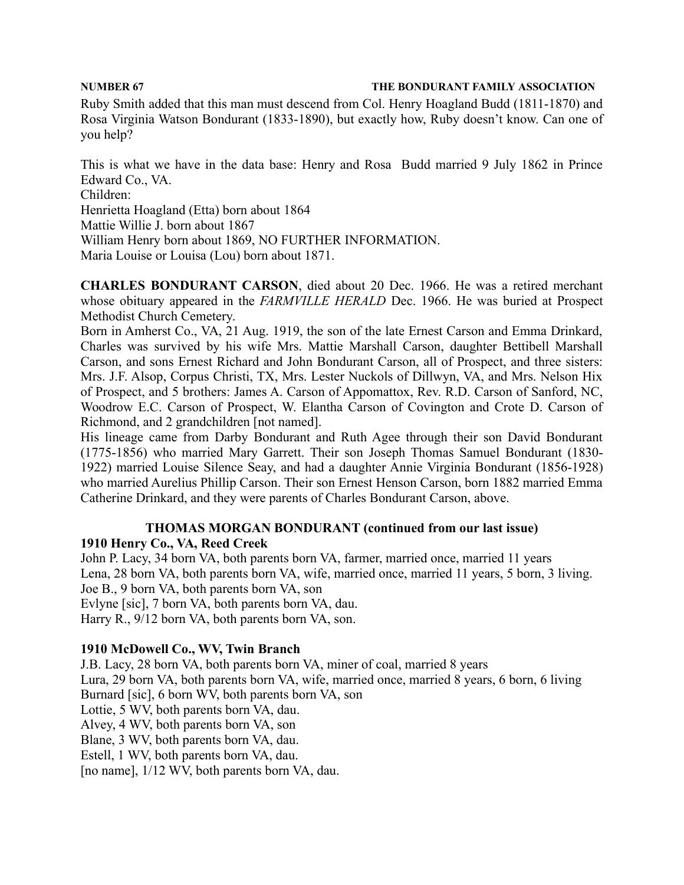Ruby Smith added that this man must descend from Col. Henry Hoagland Budd (1811-1870) and Rosa Virginia Watson Bondurant (1833-1890), but exactly how, Ruby doesn't know. Can one of you help?

This is what we have in the data base: Henry and Rosa Budd married 9 July 1862 in Prince Edward Co., VA.
Children:
Henrietta Hoagland (Etta) born about 1864
Mattie Willie J. born about 1867
William Henry born about 1869, NO FURTHER INFORMATION.
Maria Louise or Louisa (Lou) born about 1871.

**CHARLES BONDURANT CARSON**, died about 20 Dec. 1966. He was a retired merchant whose obituary appeared in the *FARMVILLE HERALD* Dec. 1966. He was buried at Prospect Methodist Church Cemetery.
Born in Amherst Co., VA, 21 Aug. 1919, the son of the late Ernest Carson and Emma Drinkard, Charles was survived by his wife Mrs. Mattie Marshall Carson, daughter Bettibell Marshall Carson, and sons Ernest Richard and John Bondurant Carson, all of Prospect, and three sisters: Mrs. J.F. Alsop, Corpus Christi, TX, Mrs. Lester Nuckols of Dillwyn, VA, and Mrs. Nelson Hix of Prospect, and 5 brothers: James A. Carson of Appomattox, Rev. R.D. Carson of Sanford, NC, Woodrow E.C. Carson of Prospect, W. Elantha Carson of Covington and Crote D. Carson of Richmond, and 2 grandchildren [not named].
His lineage came from Darby Bondurant and Ruth Agee through their son David Bondurant (1775-1856) who married Mary Garrett. Their son Joseph Thomas Samuel Bondurant (1830-1922) married Louise Silence Seay, and had a daughter Annie Virginia Bondurant (1856-1928) who married Aurelius Phillip Carson. Their son Ernest Henson Carson, born 1882 married Emma Catherine Drinkard, and they were parents of Charles Bondurant Carson, above.

## THOMAS MORGAN BONDURANT (continued from our last issue)

**1910 Henry Co., VA, Reed Creek**

John P. Lacy, 34 born VA, both parents born VA, farmer, married once, married 11 years
Lena, 28 born VA, both parents born VA, wife, married once, married 11 years, 5 born, 3 living.
Joe B., 9 born VA, both parents born VA, son
Evlyne [sic], 7 born VA, both parents born VA, dau.
Harry R., 9/12 born VA, both parents born VA, son.

**1910 McDowell Co., WV, Twin Branch**

J.B. Lacy, 28 born VA, both parents born VA, miner of coal, married 8 years
Lura, 29 born VA, both parents born VA, wife, married once, married 8 years, 6 born, 6 living
Burnard [sic], 6 born WV, both parents born VA, son
Lottie, 5 WV, both parents born VA, dau.
Alvey, 4 WV, both parents born VA, son
Blane, 3 WV, both parents born VA, dau.
Estell, 1 WV, both parents born VA, dau.
[no name], 1/12 WV, both parents born VA, dau.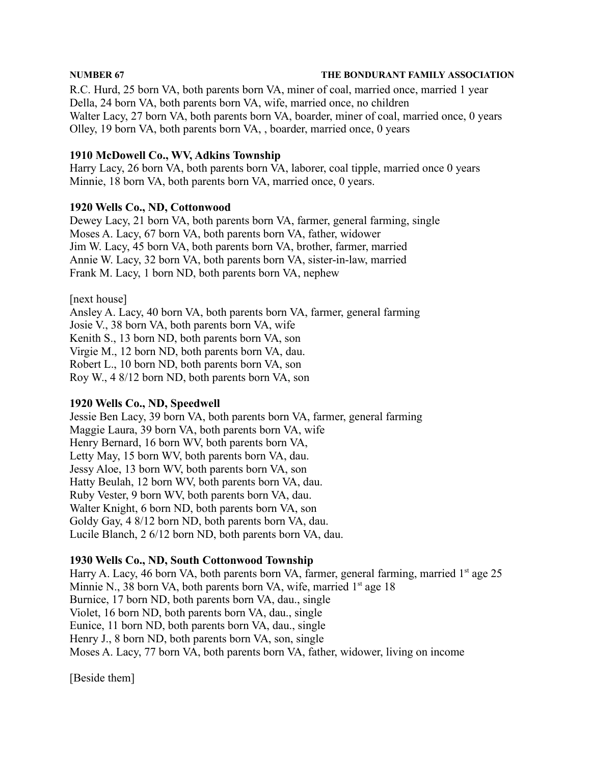R.C. Hurd, 25 born VA, both parents born VA, miner of coal, married once, married 1 year
Della, 24 born VA, both parents born VA, wife, married once, no children
Walter Lacy, 27 born VA, both parents born VA, boarder, miner of coal, married once, 0 years
Olley, 19 born VA, both parents born VA, , boarder, married once, 0 years

**1910 McDowell Co., WV, Adkins Township**
Harry Lacy, 26 born VA, both parents born VA, laborer, coal tipple, married once 0 years
Minnie, 18 born VA, both parents born VA, married once, 0 years.

**1920 Wells Co., ND, Cottonwood**
Dewey Lacy, 21 born VA, both parents born VA, farmer, general farming, single
Moses A. Lacy, 67 born VA, both parents born VA, father, widower
Jim W. Lacy, 45 born VA, both parents born VA, brother, farmer, married
Annie W. Lacy, 32 born VA, both parents born VA, sister-in-law, married
Frank M. Lacy, 1 born ND, both parents born VA, nephew

[next house]
Ansley A. Lacy, 40 born VA, both parents born VA, farmer, general farming
Josie V., 38 born VA, both parents born VA, wife
Kenith S., 13 born ND, both parents born VA, son
Virgie M., 12 born ND, both parents born VA, dau.
Robert L., 10 born ND, both parents born VA, son
Roy W., 4 8/12 born ND, both parents born VA, son

**1920 Wells Co., ND, Speedwell**
Jessie Ben Lacy, 39 born VA, both parents born VA, farmer, general farming
Maggie Laura, 39 born VA, both parents born VA, wife
Henry Bernard, 16 born WV, both parents born VA,
Letty May, 15 born WV, both parents born VA, dau.
Jessy Aloe, 13 born WV, both parents born VA, son
Hatty Beulah, 12 born WV, both parents born VA, dau.
Ruby Vester, 9 born WV, both parents born VA, dau.
Walter Knight, 6 born ND, both parents born VA, son
Goldy Gay, 4 8/12 born ND, both parents born VA, dau.
Lucile Blanch, 2 6/12 born ND, both parents born VA, dau.

**1930 Wells Co., ND, South Cottonwood Township**
Harry A. Lacy, 46 born VA, both parents born VA, farmer, general farming, married 1st age 25
Minnie N., 38 born VA, both parents born VA, wife, married 1st age 18
Burnice, 17 born ND, both parents born VA, dau., single
Violet, 16 born ND, both parents born VA, dau., single
Eunice, 11 born ND, both parents born VA, dau., single
Henry J., 8 born ND, both parents born VA, son, single
Moses A. Lacy, 77 born VA, both parents born VA, father, widower, living on income

[Beside them]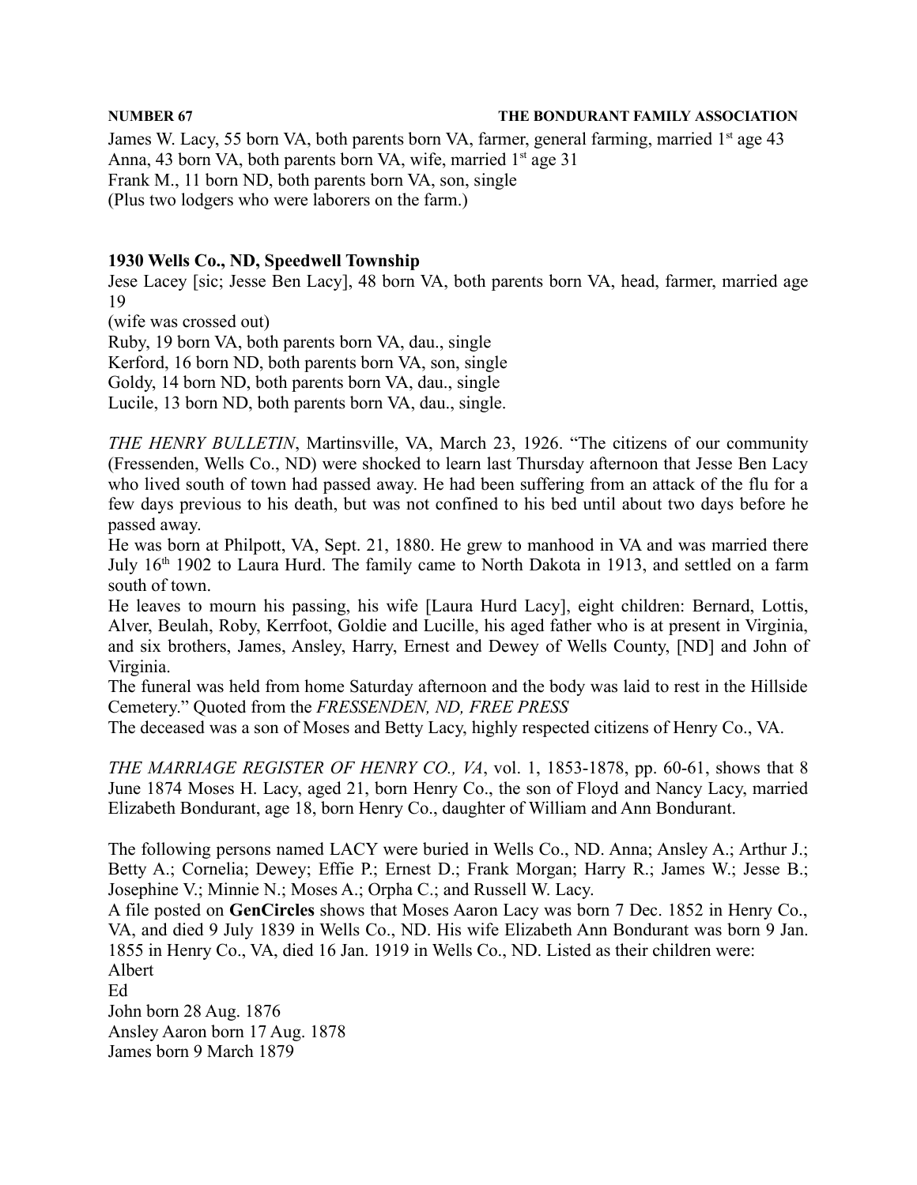James W. Lacy, 55 born VA, both parents born VA, farmer, general farming, married 1st age 43
Anna, 43 born VA, both parents born VA, wife, married 1st age 31
Frank M., 11 born ND, both parents born VA, son, single
(Plus two lodgers who were laborers on the farm.)

**1930 Wells Co., ND, Speedwell Township**

Jese Lacey [sic; Jesse Ben Lacy], 48 born VA, both parents born VA, head, farmer, married age 19
(wife was crossed out)
Ruby, 19 born VA, both parents born VA, dau., single
Kerford, 16 born ND, both parents born VA, son, single
Goldy, 14 born ND, both parents born VA, dau., single
Lucile, 13 born ND, both parents born VA, dau., single.

*THE HENRY BULLETIN*, Martinsville, VA, March 23, 1926. "The citizens of our community (Fressenden, Wells Co., ND) were shocked to learn last Thursday afternoon that Jesse Ben Lacy who lived south of town had passed away. He had been suffering from an attack of the flu for a few days previous to his death, but was not confined to his bed until about two days before he passed away.
He was born at Philpott, VA, Sept. 21, 1880. He grew to manhood in VA and was married there July 16th 1902 to Laura Hurd. The family came to North Dakota in 1913, and settled on a farm south of town.
He leaves to mourn his passing, his wife [Laura Hurd Lacy], eight children: Bernard, Lottis, Alver, Beulah, Roby, Kerrfoot, Goldie and Lucille, his aged father who is at present in Virginia, and six brothers, James, Ansley, Harry, Ernest and Dewey of Wells County, [ND] and John of Virginia.
The funeral was held from home Saturday afternoon and the body was laid to rest in the Hillside Cemetery." Quoted from the *FRESSENDEN, ND, FREE PRESS*
The deceased was a son of Moses and Betty Lacy, highly respected citizens of Henry Co., VA.

*THE MARRIAGE REGISTER OF HENRY CO., VA*, vol. 1, 1853-1878, pp. 60-61, shows that 8 June 1874 Moses H. Lacy, aged 21, born Henry Co., the son of Floyd and Nancy Lacy, married Elizabeth Bondurant, age 18, born Henry Co., daughter of William and Ann Bondurant.

The following persons named LACY were buried in Wells Co., ND. Anna; Ansley A.; Arthur J.; Betty A.; Cornelia; Dewey; Effie P.; Ernest D.; Frank Morgan; Harry R.; James W.; Jesse B.; Josephine V.; Minnie N.; Moses A.; Orpha C.; and Russell W. Lacy.
A file posted on **GenCircles** shows that Moses Aaron Lacy was born 7 Dec. 1852 in Henry Co., VA, and died 9 July 1839 in Wells Co., ND. His wife Elizabeth Ann Bondurant was born 9 Jan. 1855 in Henry Co., VA, died 16 Jan. 1919 in Wells Co., ND. Listed as their children were:
Albert
Ed
John born 28 Aug. 1876
Ansley Aaron born 17 Aug. 1878
James born 9 March 1879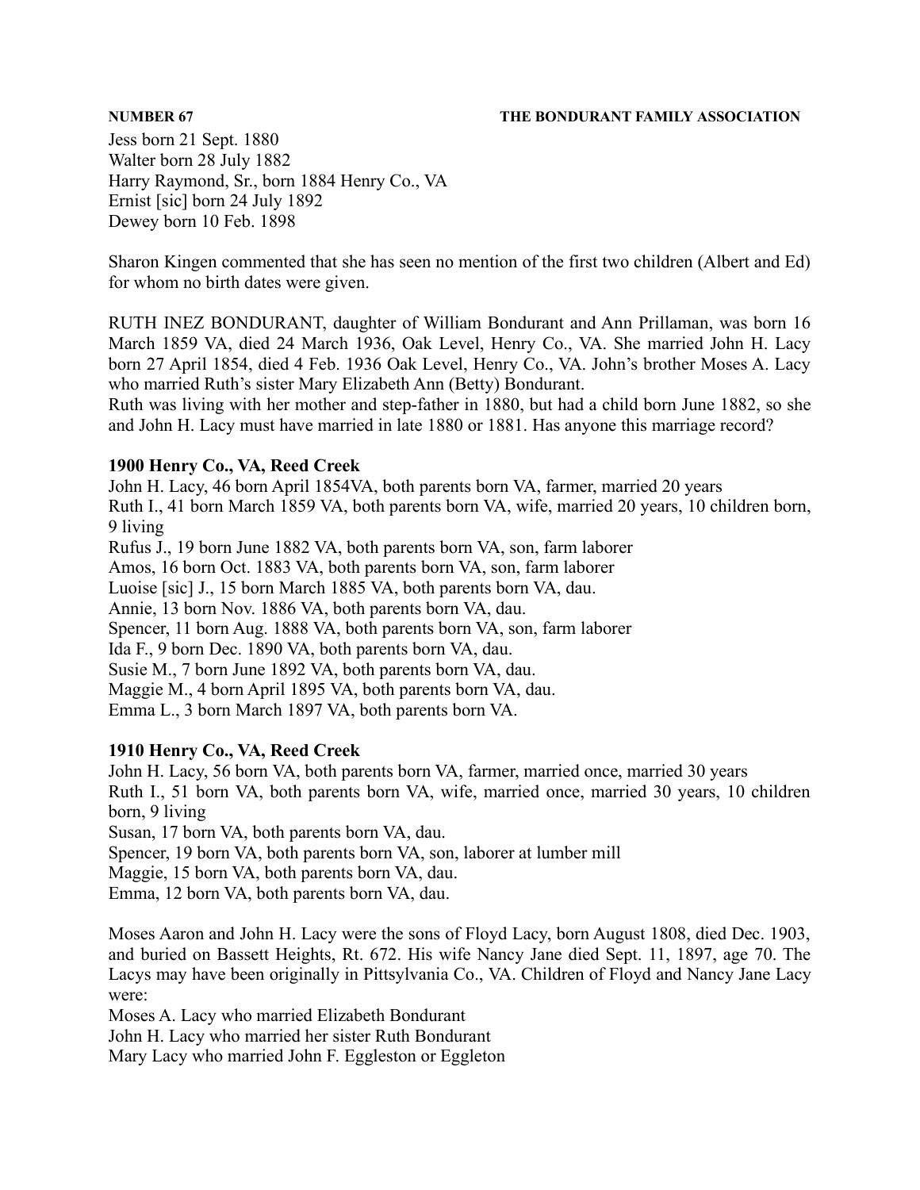Jess born 21 Sept. 1880
Walter born 28 July 1882
Harry Raymond, Sr., born 1884 Henry Co., VA
Ernist [sic] born 24 July 1892
Dewey born 10 Feb. 1898

Sharon Kingen commented that she has seen no mention of the first two children (Albert and Ed) for whom no birth dates were given.

RUTH INEZ BONDURANT, daughter of William Bondurant and Ann Prillaman, was born 16 March 1859 VA, died 24 March 1936, Oak Level, Henry Co., VA. She married John H. Lacy born 27 April 1854, died 4 Feb. 1936 Oak Level, Henry Co., VA. John's brother Moses A. Lacy who married Ruth's sister Mary Elizabeth Ann (Betty) Bondurant.
Ruth was living with her mother and step-father in 1880, but had a child born June 1882, so she and John H. Lacy must have married in late 1880 or 1881. Has anyone this marriage record?

**1900 Henry Co., VA, Reed Creek**

John H. Lacy, 46 born April 1854VA, both parents born VA, farmer, married 20 years
Ruth I., 41 born March 1859 VA, both parents born VA, wife, married 20 years, 10 children born, 9 living
Rufus J., 19 born June 1882 VA, both parents born VA, son, farm laborer
Amos, 16 born Oct. 1883 VA, both parents born VA, son, farm laborer
Luoise [sic] J., 15 born March 1885 VA, both parents born VA, dau.
Annie, 13 born Nov. 1886 VA, both parents born VA, dau.
Spencer, 11 born Aug. 1888 VA, both parents born VA, son, farm laborer
Ida F., 9 born Dec. 1890 VA, both parents born VA, dau.
Susie M., 7 born June 1892 VA, both parents born VA, dau.
Maggie M., 4 born April 1895 VA, both parents born VA, dau.
Emma L., 3 born March 1897 VA, both parents born VA.

**1910 Henry Co., VA, Reed Creek**

John H. Lacy, 56 born VA, both parents born VA, farmer, married once, married 30 years
Ruth I., 51 born VA, both parents born VA, wife, married once, married 30 years, 10 children born, 9 living
Susan, 17 born VA, both parents born VA, dau.
Spencer, 19 born VA, both parents born VA, son, laborer at lumber mill
Maggie, 15 born VA, both parents born VA, dau.
Emma, 12 born VA, both parents born VA, dau.

Moses Aaron and John H. Lacy were the sons of Floyd Lacy, born August 1808, died Dec. 1903, and buried on Bassett Heights, Rt. 672. His wife Nancy Jane died Sept. 11, 1897, age 70. The Lacys may have been originally in Pittsylvania Co., VA. Children of Floyd and Nancy Jane Lacy were:

Moses A. Lacy who married Elizabeth Bondurant
John H. Lacy who married her sister Ruth Bondurant
Mary Lacy who married John F. Eggleston or Eggleton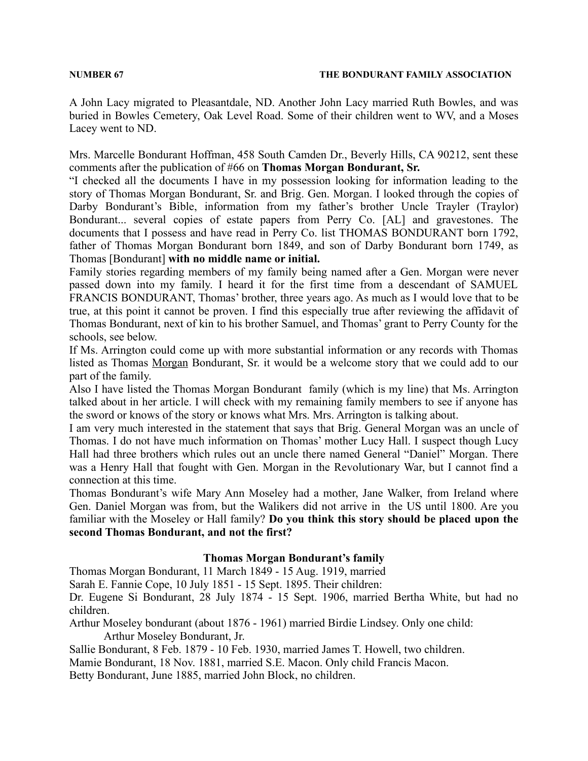A John Lacy migrated to Pleasantdale, ND. Another John Lacy married Ruth Bowles, and was buried in Bowles Cemetery, Oak Level Road. Some of their children went to WV, and a Moses Lacey went to ND.

Mrs. Marcelle Bondurant Hoffman, 458 South Camden Dr., Beverly Hills, CA 90212, sent these comments after the publication of #66 on **Thomas Morgan Bondurant, Sr.**

"I checked all the documents I have in my possession looking for information leading to the story of Thomas Morgan Bondurant, Sr. and Brig. Gen. Morgan. I looked through the copies of Darby Bondurant's Bible, information from my father's brother Uncle Trayler (Traylor) Bondurant... several copies of estate papers from Perry Co. [AL] and gravestones. The documents that I possess and have read in Perry Co. list THOMAS BONDURANT born 1792, father of Thomas Morgan Bondurant born 1849, and son of Darby Bondurant born 1749, as Thomas [Bondurant] **with no middle name or initial.**

Family stories regarding members of my family being named after a Gen. Morgan were never passed down into my family. I heard it for the first time from a descendant of SAMUEL FRANCIS BONDURANT, Thomas' brother, three years ago. As much as I would love that to be true, at this point it cannot be proven. I find this especially true after reviewing the affidavit of Thomas Bondurant, next of kin to his brother Samuel, and Thomas' grant to Perry County for the schools, see below.

If Ms. Arrington could come up with more substantial information or any records with Thomas listed as Thomas <u>Morgan</u> Bondurant, Sr. it would be a welcome story that we could add to our part of the family.

Also I have listed the Thomas Morgan Bondurant family (which is my line) that Ms. Arrington talked about in her article. I will check with my remaining family members to see if anyone has the sword or knows of the story or knows what Mrs. Mrs. Arrington is talking about.

I am very much interested in the statement that says that Brig. General Morgan was an uncle of Thomas. I do not have much information on Thomas' mother Lucy Hall. I suspect though Lucy Hall had three brothers which rules out an uncle there named General "Daniel" Morgan. There was a Henry Hall that fought with Gen. Morgan in the Revolutionary War, but I cannot find a connection at this time.

Thomas Bondurant's wife Mary Ann Moseley had a mother, Jane Walker, from Ireland where Gen. Daniel Morgan was from, but the Walikers did not arrive in the US until 1800. Are you familiar with the Moseley or Hall family? **Do you think this story should be placed upon the second Thomas Bondurant, and not the first?**

### Thomas Morgan Bondurant's family

Thomas Morgan Bondurant, 11 March 1849 - 15 Aug. 1919, married
Sarah E. Fannie Cope, 10 July 1851 - 15 Sept. 1895. Their children:

Dr. Eugene Si Bondurant, 28 July 1874 - 15 Sept. 1906, married Bertha White, but had no children.

Arthur Moseley bondurant (about 1876 - 1961) married Birdie Lindsey. Only one child:
    Arthur Moseley Bondurant, Jr.

Sallie Bondurant, 8 Feb. 1879 - 10 Feb. 1930, married James T. Howell, two children.

Mamie Bondurant, 18 Nov. 1881, married S.E. Macon. Only child Francis Macon.

Betty Bondurant, June 1885, married John Block, no children.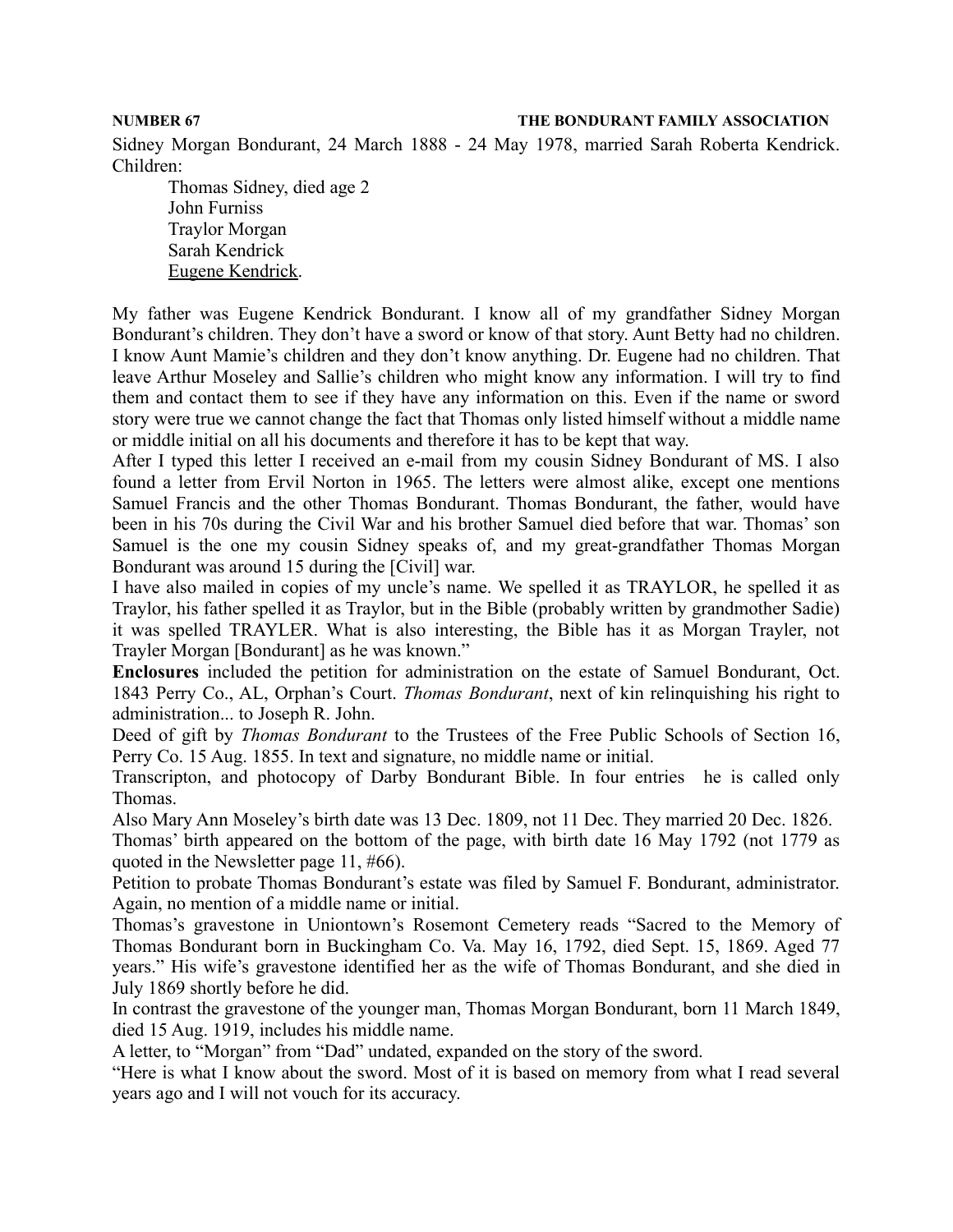Sidney Morgan Bondurant, 24 March 1888 - 24 May 1978, married Sarah Roberta Kendrick. Children:

Thomas Sidney, died age 2
John Furniss
Traylor Morgan
Sarah Kendrick
<u>Eugene Kendrick</u>.

My father was Eugene Kendrick Bondurant. I know all of my grandfather Sidney Morgan Bondurant's children. They don't have a sword or know of that story. Aunt Betty had no children. I know Aunt Mamie's children and they don't know anything. Dr. Eugene had no children. That leave Arthur Moseley and Sallie's children who might know any information. I will try to find them and contact them to see if they have any information on this. Even if the name or sword story were true we cannot change the fact that Thomas only listed himself without a middle name or middle initial on all his documents and therefore it has to be kept that way.

After I typed this letter I received an e-mail from my cousin Sidney Bondurant of MS. I also found a letter from Ervil Norton in 1965. The letters were almost alike, except one mentions Samuel Francis and the other Thomas Bondurant. Thomas Bondurant, the father, would have been in his 70s during the Civil War and his brother Samuel died before that war. Thomas' son Samuel is the one my cousin Sidney speaks of, and my great-grandfather Thomas Morgan Bondurant was around 15 during the [Civil] war.

I have also mailed in copies of my uncle's name. We spelled it as TRAYLOR, he spelled it as Traylor, his father spelled it as Traylor, but in the Bible (probably written by grandmother Sadie) it was spelled TRAYLER. What is also interesting, the Bible has it as Morgan Trayler, not Trayler Morgan [Bondurant] as he was known."

**Enclosures** included the petition for administration on the estate of Samuel Bondurant, Oct. 1843 Perry Co., AL, Orphan's Court. *Thomas Bondurant*, next of kin relinquishing his right to administration... to Joseph R. John.

Deed of gift by *Thomas Bondurant* to the Trustees of the Free Public Schools of Section 16, Perry Co. 15 Aug. 1855. In text and signature, no middle name or initial.

Transcripton, and photocopy of Darby Bondurant Bible. In four entries he is called only Thomas.

Also Mary Ann Moseley's birth date was 13 Dec. 1809, not 11 Dec. They married 20 Dec. 1826.

Thomas' birth appeared on the bottom of the page, with birth date 16 May 1792 (not 1779 as quoted in the Newsletter page 11, #66).

Petition to probate Thomas Bondurant's estate was filed by Samuel F. Bondurant, administrator. Again, no mention of a middle name or initial.

Thomas's gravestone in Uniontown's Rosemont Cemetery reads "Sacred to the Memory of Thomas Bondurant born in Buckingham Co. Va. May 16, 1792, died Sept. 15, 1869. Aged 77 years." His wife's gravestone identified her as the wife of Thomas Bondurant, and she died in July 1869 shortly before he did.

In contrast the gravestone of the younger man, Thomas Morgan Bondurant, born 11 March 1849, died 15 Aug. 1919, includes his middle name.

A letter, to "Morgan" from "Dad" undated, expanded on the story of the sword.

"Here is what I know about the sword. Most of it is based on memory from what I read several years ago and I will not vouch for its accuracy.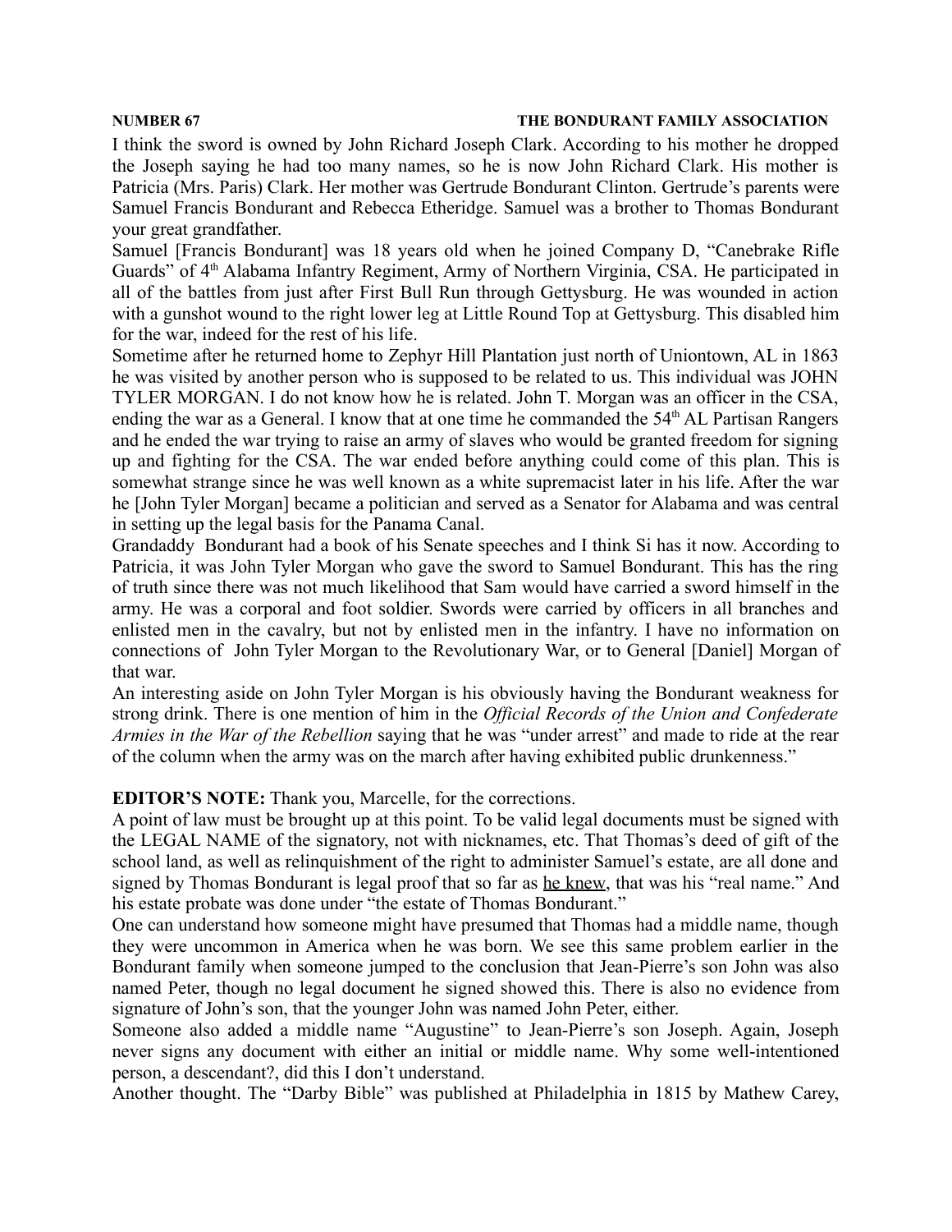I think the sword is owned by John Richard Joseph Clark. According to his mother he dropped the Joseph saying he had too many names, so he is now John Richard Clark. His mother is Patricia (Mrs. Paris) Clark. Her mother was Gertrude Bondurant Clinton. Gertrude's parents were Samuel Francis Bondurant and Rebecca Etheridge. Samuel was a brother to Thomas Bondurant your great grandfather.

Samuel [Francis Bondurant] was 18 years old when he joined Company D, "Canebrake Rifle Guards" of 4th Alabama Infantry Regiment, Army of Northern Virginia, CSA. He participated in all of the battles from just after First Bull Run through Gettysburg. He was wounded in action with a gunshot wound to the right lower leg at Little Round Top at Gettysburg. This disabled him for the war, indeed for the rest of his life.

Sometime after he returned home to Zephyr Hill Plantation just north of Uniontown, AL in 1863 he was visited by another person who is supposed to be related to us. This individual was JOHN TYLER MORGAN. I do not know how he is related. John T. Morgan was an officer in the CSA, ending the war as a General. I know that at one time he commanded the 54th AL Partisan Rangers and he ended the war trying to raise an army of slaves who would be granted freedom for signing up and fighting for the CSA. The war ended before anything could come of this plan. This is somewhat strange since he was well known as a white supremacist later in his life. After the war he [John Tyler Morgan] became a politician and served as a Senator for Alabama and was central in setting up the legal basis for the Panama Canal.

Grandaddy Bondurant had a book of his Senate speeches and I think Si has it now. According to Patricia, it was John Tyler Morgan who gave the sword to Samuel Bondurant. This has the ring of truth since there was not much likelihood that Sam would have carried a sword himself in the army. He was a corporal and foot soldier. Swords were carried by officers in all branches and enlisted men in the cavalry, but not by enlisted men in the infantry. I have no information on connections of John Tyler Morgan to the Revolutionary War, or to General [Daniel] Morgan of that war.

An interesting aside on John Tyler Morgan is his obviously having the Bondurant weakness for strong drink. There is one mention of him in the *Official Records of the Union and Confederate Armies in the War of the Rebellion* saying that he was "under arrest" and made to ride at the rear of the column when the army was on the march after having exhibited public drunkenness."

**EDITOR'S NOTE:** Thank you, Marcelle, for the corrections.

A point of law must be brought up at this point. To be valid legal documents must be signed with the LEGAL NAME of the signatory, not with nicknames, etc. That Thomas's deed of gift of the school land, as well as relinquishment of the right to administer Samuel's estate, are all done and signed by Thomas Bondurant is legal proof that so far as <u>he knew</u>, that was his "real name." And his estate probate was done under "the estate of Thomas Bondurant."

One can understand how someone might have presumed that Thomas had a middle name, though they were uncommon in America when he was born. We see this same problem earlier in the Bondurant family when someone jumped to the conclusion that Jean-Pierre's son John was also named Peter, though no legal document he signed showed this. There is also no evidence from signature of John's son, that the younger John was named John Peter, either.

Someone also added a middle name "Augustine" to Jean-Pierre's son Joseph. Again, Joseph never signs any document with either an initial or middle name. Why some well-intentioned person, a descendant?, did this I don't understand.

Another thought. The "Darby Bible" was published at Philadelphia in 1815 by Mathew Carey,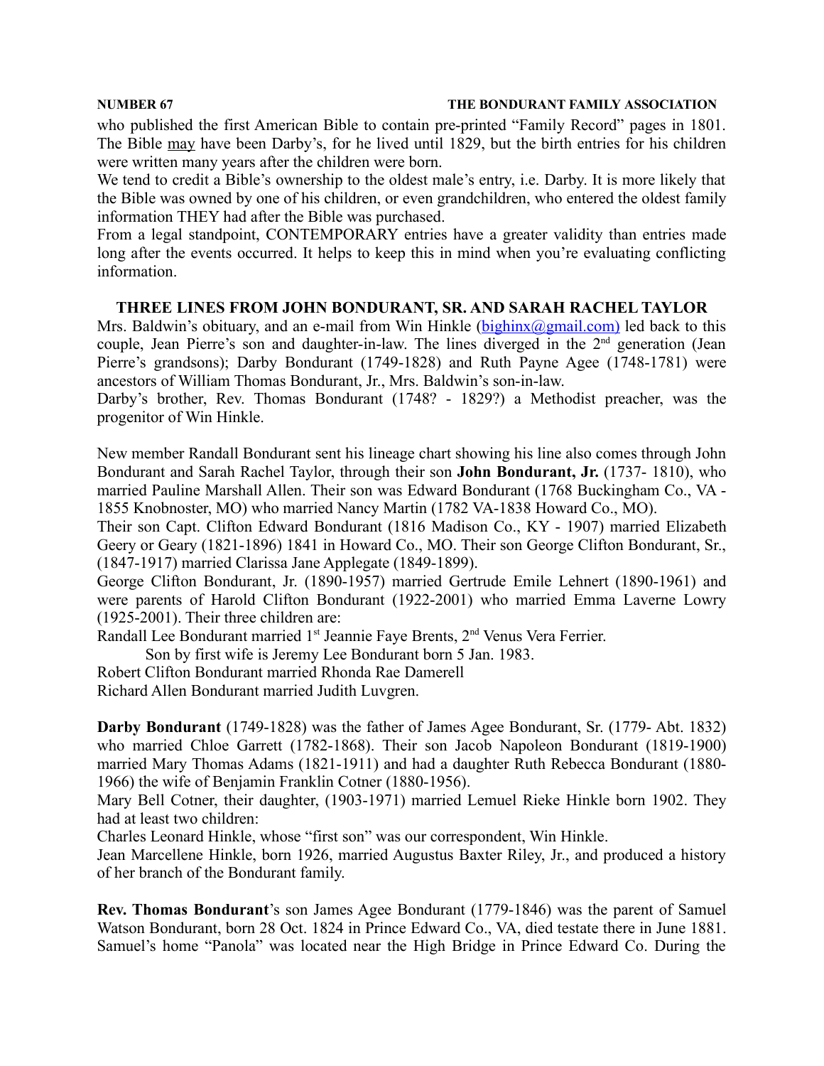who published the first American Bible to contain pre-printed "Family Record" pages in 1801. The Bible may have been Darby's, for he lived until 1829, but the birth entries for his children were written many years after the children were born.

We tend to credit a Bible's ownership to the oldest male's entry, i.e. Darby. It is more likely that the Bible was owned by one of his children, or even grandchildren, who entered the oldest family information THEY had after the Bible was purchased.

From a legal standpoint, CONTEMPORARY entries have a greater validity than entries made long after the events occurred. It helps to keep this in mind when you're evaluating conflicting information.

## THREE LINES FROM JOHN BONDURANT, SR. AND SARAH RACHEL TAYLOR

Mrs. Baldwin's obituary, and an e-mail from Win Hinkle (bighinx@gmail.com) led back to this couple, Jean Pierre's son and daughter-in-law. The lines diverged in the 2nd generation (Jean Pierre's grandsons); Darby Bondurant (1749-1828) and Ruth Payne Agee (1748-1781) were ancestors of William Thomas Bondurant, Jr., Mrs. Baldwin's son-in-law.

Darby's brother, Rev. Thomas Bondurant (1748? - 1829?) a Methodist preacher, was the progenitor of Win Hinkle.

New member Randall Bondurant sent his lineage chart showing his line also comes through John Bondurant and Sarah Rachel Taylor, through their son **John Bondurant, Jr.** (1737- 1810), who married Pauline Marshall Allen. Their son was Edward Bondurant (1768 Buckingham Co., VA - 1855 Knobnoster, MO) who married Nancy Martin (1782 VA-1838 Howard Co., MO).

Their son Capt. Clifton Edward Bondurant (1816 Madison Co., KY - 1907) married Elizabeth Geery or Geary (1821-1896) 1841 in Howard Co., MO. Their son George Clifton Bondurant, Sr., (1847-1917) married Clarissa Jane Applegate (1849-1899).

George Clifton Bondurant, Jr. (1890-1957) married Gertrude Emile Lehnert (1890-1961) and were parents of Harold Clifton Bondurant (1922-2001) who married Emma Laverne Lowry (1925-2001). Their three children are:

Randall Lee Bondurant married 1st Jeannie Faye Brents, 2nd Venus Vera Ferrier.

    Son by first wife is Jeremy Lee Bondurant born 5 Jan. 1983.

Robert Clifton Bondurant married Rhonda Rae Damerell

Richard Allen Bondurant married Judith Luvgren.

**Darby Bondurant** (1749-1828) was the father of James Agee Bondurant, Sr. (1779- Abt. 1832) who married Chloe Garrett (1782-1868). Their son Jacob Napoleon Bondurant (1819-1900) married Mary Thomas Adams (1821-1911) and had a daughter Ruth Rebecca Bondurant (1880-1966) the wife of Benjamin Franklin Cotner (1880-1956).

Mary Bell Cotner, their daughter, (1903-1971) married Lemuel Rieke Hinkle born 1902. They had at least two children:

Charles Leonard Hinkle, whose "first son" was our correspondent, Win Hinkle.

Jean Marcellene Hinkle, born 1926, married Augustus Baxter Riley, Jr., and produced a history of her branch of the Bondurant family.

**Rev. Thomas Bondurant**'s son James Agee Bondurant (1779-1846) was the parent of Samuel Watson Bondurant, born 28 Oct. 1824 in Prince Edward Co., VA, died testate there in June 1881. Samuel's home "Panola" was located near the High Bridge in Prince Edward Co. During the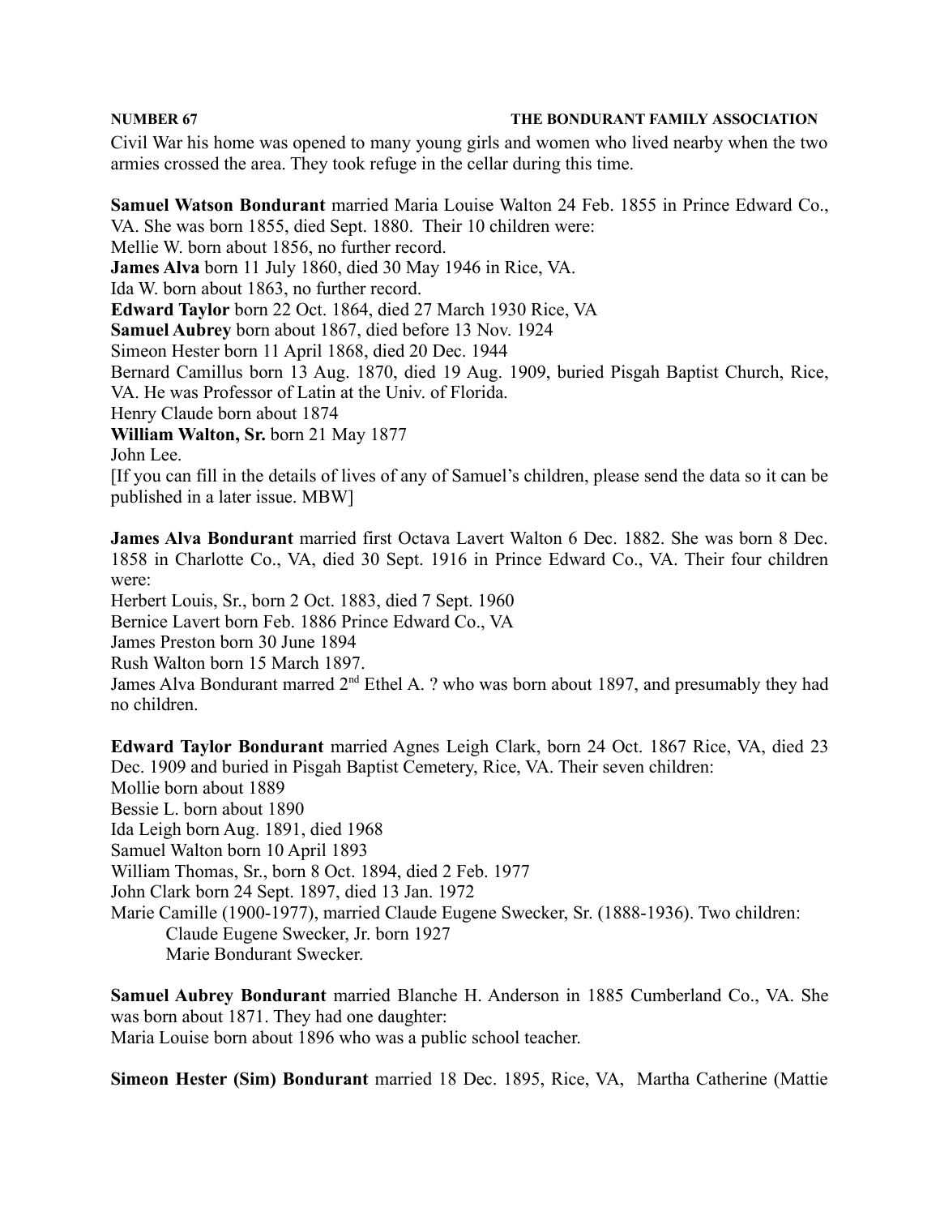Civil War his home was opened to many young girls and women who lived nearby when the two armies crossed the area. They took refuge in the cellar during this time.

**Samuel Watson Bondurant** married Maria Louise Walton 24 Feb. 1855 in Prince Edward Co., VA. She was born 1855, died Sept. 1880. Their 10 children were:
Mellie W. born about 1856, no further record.
**James Alva** born 11 July 1860, died 30 May 1946 in Rice, VA.
Ida W. born about 1863, no further record.
**Edward Taylor** born 22 Oct. 1864, died 27 March 1930 Rice, VA
**Samuel Aubrey** born about 1867, died before 13 Nov. 1924
Simeon Hester born 11 April 1868, died 20 Dec. 1944
Bernard Camillus born 13 Aug. 1870, died 19 Aug. 1909, buried Pisgah Baptist Church, Rice, VA. He was Professor of Latin at the Univ. of Florida.
Henry Claude born about 1874
**William Walton, Sr.** born 21 May 1877
John Lee.
[If you can fill in the details of lives of any of Samuel's children, please send the data so it can be published in a later issue. MBW]

**James Alva Bondurant** married first Octava Lavert Walton 6 Dec. 1882. She was born 8 Dec. 1858 in Charlotte Co., VA, died 30 Sept. 1916 in Prince Edward Co., VA. Their four children were:
Herbert Louis, Sr., born 2 Oct. 1883, died 7 Sept. 1960
Bernice Lavert born Feb. 1886 Prince Edward Co., VA
James Preston born 30 June 1894
Rush Walton born 15 March 1897.
James Alva Bondurant marred 2nd Ethel A. ? who was born about 1897, and presumably they had no children.

**Edward Taylor Bondurant** married Agnes Leigh Clark, born 24 Oct. 1867 Rice, VA, died 23 Dec. 1909 and buried in Pisgah Baptist Cemetery, Rice, VA. Their seven children:
Mollie born about 1889
Bessie L. born about 1890
Ida Leigh born Aug. 1891, died 1968
Samuel Walton born 10 April 1893
William Thomas, Sr., born 8 Oct. 1894, died 2 Feb. 1977
John Clark born 24 Sept. 1897, died 13 Jan. 1972
Marie Camille (1900-1977), married Claude Eugene Swecker, Sr. (1888-1936). Two children:
  Claude Eugene Swecker, Jr. born 1927
  Marie Bondurant Swecker.

**Samuel Aubrey Bondurant** married Blanche H. Anderson in 1885 Cumberland Co., VA. She was born about 1871. They had one daughter:
Maria Louise born about 1896 who was a public school teacher.

**Simeon Hester (Sim) Bondurant** married 18 Dec. 1895, Rice, VA, Martha Catherine (Mattie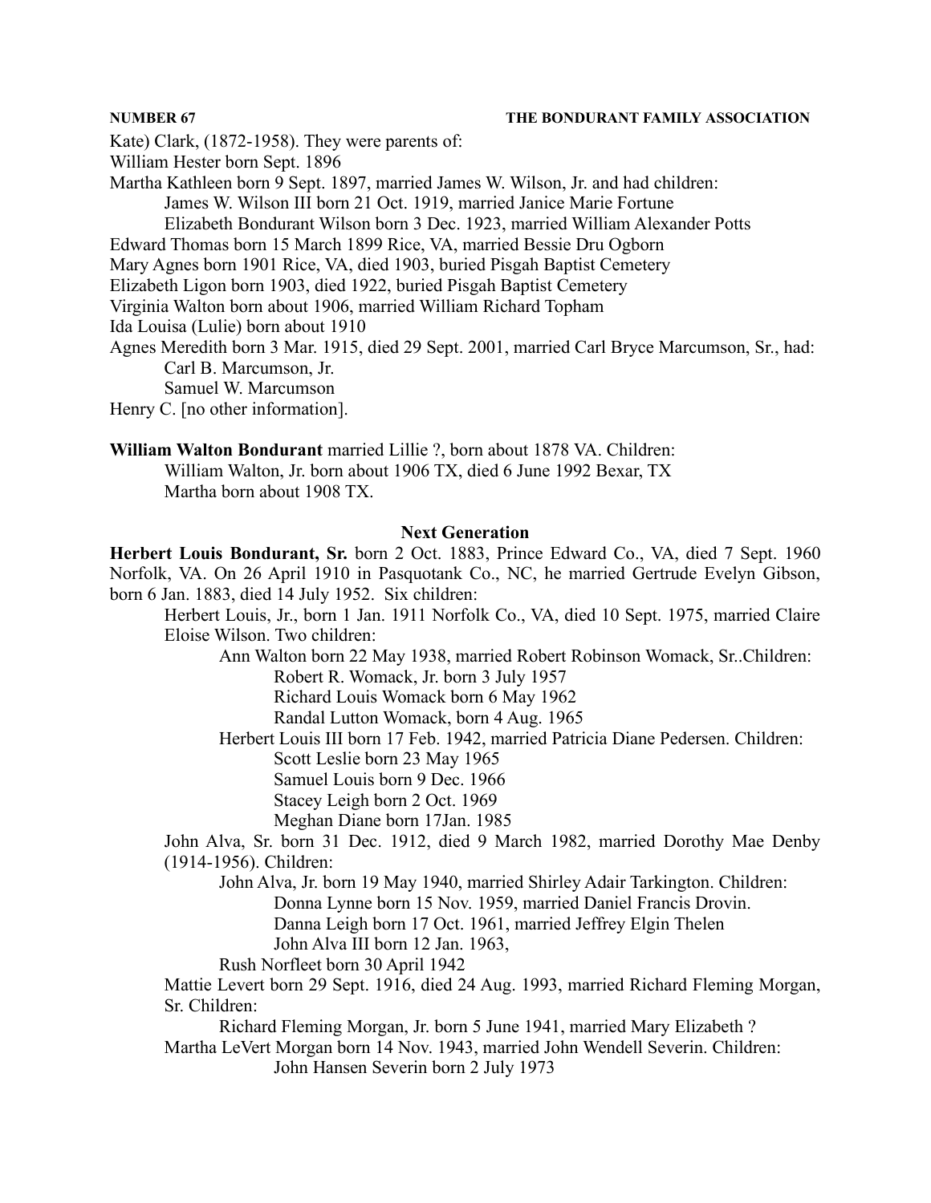Kate) Clark, (1872-1958). They were parents of:

William Hester born Sept. 1896

Martha Kathleen born 9 Sept. 1897, married James W. Wilson, Jr. and had children:

- James W. Wilson III born 21 Oct. 1919, married Janice Marie Fortune
- Elizabeth Bondurant Wilson born 3 Dec. 1923, married William Alexander Potts

Edward Thomas born 15 March 1899 Rice, VA, married Bessie Dru Ogborn

Mary Agnes born 1901 Rice, VA, died 1903, buried Pisgah Baptist Cemetery

Elizabeth Ligon born 1903, died 1922, buried Pisgah Baptist Cemetery

Virginia Walton born about 1906, married William Richard Topham

Ida Louisa (Lulie) born about 1910

Agnes Meredith born 3 Mar. 1915, died 29 Sept. 2001, married Carl Bryce Marcumson, Sr., had:

- Carl B. Marcumson, Jr.
- Samuel W. Marcumson

Henry C. [no other information].

**William Walton Bondurant** married Lillie ?, born about 1878 VA. Children:

- William Walton, Jr. born about 1906 TX, died 6 June 1992 Bexar, TX
- Martha born about 1908 TX.

## Next Generation

**Herbert Louis Bondurant, Sr.** born 2 Oct. 1883, Prince Edward Co., VA, died 7 Sept. 1960 Norfolk, VA. On 26 April 1910 in Pasquotank Co., NC, he married Gertrude Evelyn Gibson, born 6 Jan. 1883, died 14 July 1952. Six children:

- Herbert Louis, Jr., born 1 Jan. 1911 Norfolk Co., VA, died 10 Sept. 1975, married Claire Eloise Wilson. Two children:
  - Ann Walton born 22 May 1938, married Robert Robinson Womack, Sr..Children:
    - Robert R. Womack, Jr. born 3 July 1957
    - Richard Louis Womack born 6 May 1962
    - Randal Lutton Womack, born 4 Aug. 1965
  - Herbert Louis III born 17 Feb. 1942, married Patricia Diane Pedersen. Children:
    - Scott Leslie born 23 May 1965
    - Samuel Louis born 9 Dec. 1966
    - Stacey Leigh born 2 Oct. 1969
    - Meghan Diane born 17Jan. 1985
- John Alva, Sr. born 31 Dec. 1912, died 9 March 1982, married Dorothy Mae Denby (1914-1956). Children:
  - John Alva, Jr. born 19 May 1940, married Shirley Adair Tarkington. Children:
    - Donna Lynne born 15 Nov. 1959, married Daniel Francis Drovin.
    - Danna Leigh born 17 Oct. 1961, married Jeffrey Elgin Thelen
    - John Alva III born 12 Jan. 1963,
  - Rush Norfleet born 30 April 1942
- Mattie Levert born 29 Sept. 1916, died 24 Aug. 1993, married Richard Fleming Morgan, Sr. Children:
  - Richard Fleming Morgan, Jr. born 5 June 1941, married Mary Elizabeth ?
- Martha LeVert Morgan born 14 Nov. 1943, married John Wendell Severin. Children:
  - John Hansen Severin born 2 July 1973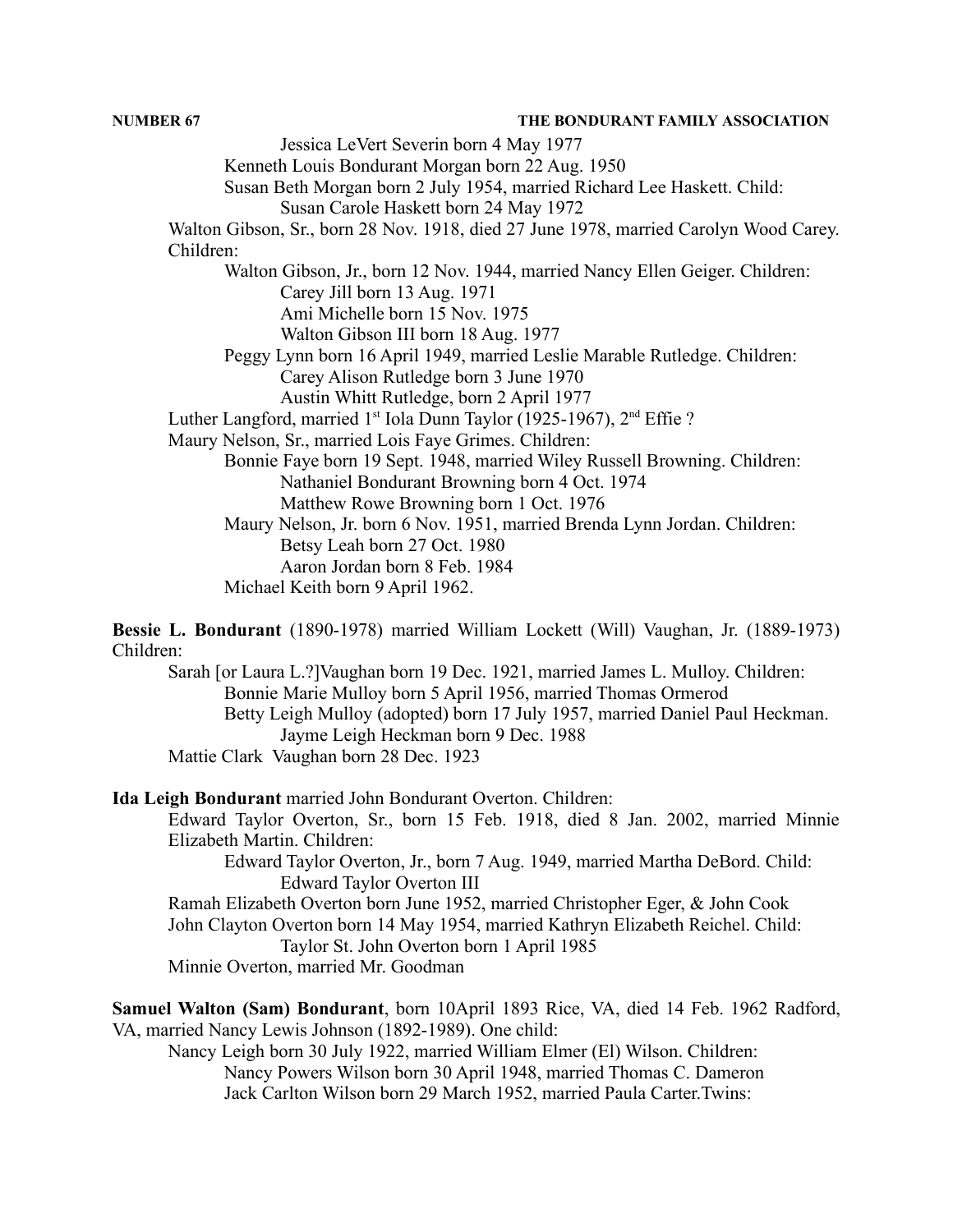Jessica LeVert Severin born 4 May 1977

Kenneth Louis Bondurant Morgan born 22 Aug. 1950

Susan Beth Morgan born 2 July 1954, married Richard Lee Haskett. Child:

Susan Carole Haskett born 24 May 1972

Walton Gibson, Sr., born 28 Nov. 1918, died 27 June 1978, married Carolyn Wood Carey. Children:

Walton Gibson, Jr., born 12 Nov. 1944, married Nancy Ellen Geiger. Children:

Carey Jill born 13 Aug. 1971

Ami Michelle born 15 Nov. 1975

Walton Gibson III born 18 Aug. 1977

Peggy Lynn born 16 April 1949, married Leslie Marable Rutledge. Children:

Carey Alison Rutledge born 3 June 1970

Austin Whitt Rutledge, born 2 April 1977

Luther Langford, married 1st Iola Dunn Taylor (1925-1967), 2nd Effie ?

Maury Nelson, Sr., married Lois Faye Grimes. Children:

Bonnie Faye born 19 Sept. 1948, married Wiley Russell Browning. Children:

Nathaniel Bondurant Browning born 4 Oct. 1974

Matthew Rowe Browning born 1 Oct. 1976

Maury Nelson, Jr. born 6 Nov. 1951, married Brenda Lynn Jordan. Children:

Betsy Leah born 27 Oct. 1980

Aaron Jordan born 8 Feb. 1984

Michael Keith born 9 April 1962.

**Bessie L. Bondurant** (1890-1978) married William Lockett (Will) Vaughan, Jr. (1889-1973) Children:

Sarah [or Laura L.?]Vaughan born 19 Dec. 1921, married James L. Mulloy. Children:

Bonnie Marie Mulloy born 5 April 1956, married Thomas Ormerod

Betty Leigh Mulloy (adopted) born 17 July 1957, married Daniel Paul Heckman.

Jayme Leigh Heckman born 9 Dec. 1988

Mattie Clark Vaughan born 28 Dec. 1923

**Ida Leigh Bondurant** married John Bondurant Overton. Children:

Edward Taylor Overton, Sr., born 15 Feb. 1918, died 8 Jan. 2002, married Minnie Elizabeth Martin. Children:

Edward Taylor Overton, Jr., born 7 Aug. 1949, married Martha DeBord. Child:

Edward Taylor Overton III

Ramah Elizabeth Overton born June 1952, married Christopher Eger, & John Cook

John Clayton Overton born 14 May 1954, married Kathryn Elizabeth Reichel. Child:

Taylor St. John Overton born 1 April 1985

Minnie Overton, married Mr. Goodman

**Samuel Walton (Sam) Bondurant**, born 10April 1893 Rice, VA, died 14 Feb. 1962 Radford, VA, married Nancy Lewis Johnson (1892-1989). One child:

Nancy Leigh born 30 July 1922, married William Elmer (El) Wilson. Children:

Nancy Powers Wilson born 30 April 1948, married Thomas C. Dameron

Jack Carlton Wilson born 29 March 1952, married Paula Carter.Twins: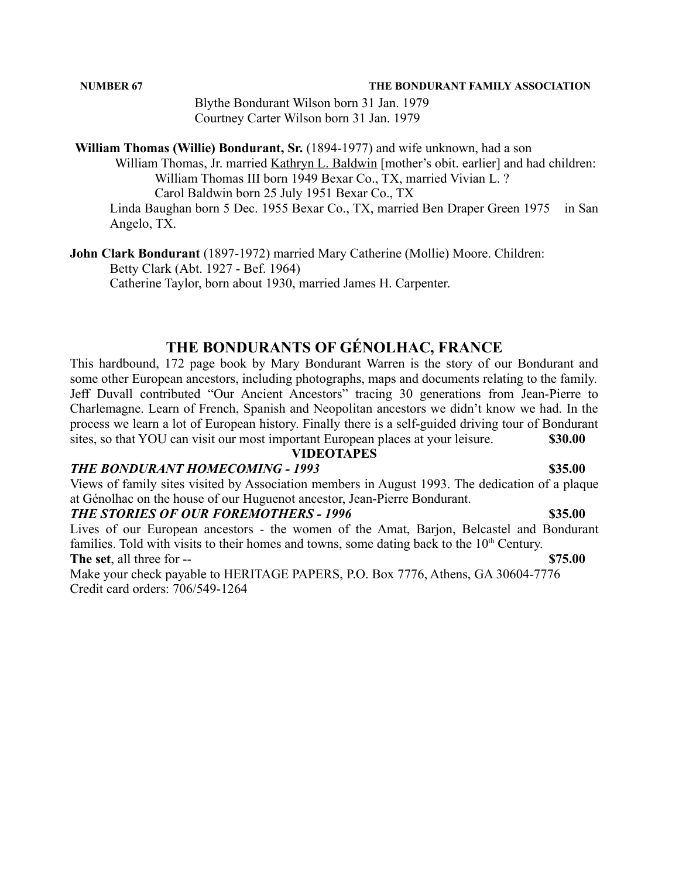Blythe Bondurant Wilson born 31 Jan. 1979
Courtney Carter Wilson born 31 Jan. 1979

**William Thomas (Willie) Bondurant, Sr.** (1894-1977) and wife unknown, had a son
William Thomas, Jr. married Kathryn L. Baldwin [mother's obit. earlier] and had children:
William Thomas III born 1949 Bexar Co., TX, married Vivian L. ?
Carol Baldwin born 25 July 1951 Bexar Co., TX
Linda Baughan born 5 Dec. 1955 Bexar Co., TX, married Ben Draper Green 1975 in San Angelo, TX.

**John Clark Bondurant** (1897-1972) married Mary Catherine (Mollie) Moore. Children:
Betty Clark (Abt. 1927 - Bef. 1964)
Catherine Taylor, born about 1930, married James H. Carpenter.

## THE BONDURANTS OF GÉNOLHAC, FRANCE

This hardbound, 172 page book by Mary Bondurant Warren is the story of our Bondurant and some other European ancestors, including photographs, maps and documents relating to the family. Jeff Duvall contributed "Our Ancient Ancestors" tracing 30 generations from Jean-Pierre to Charlemagne. Learn of French, Spanish and Neopolitan ancestors we didn't know we had. In the process we learn a lot of European history. Finally there is a self-guided driving tour of Bondurant sites, so that YOU can visit our most important European places at your leisure. **$30.00**

**VIDEOTAPES**

***THE BONDURANT HOMECOMING - 1993*** **$35.00**

Views of family sites visited by Association members in August 1993. The dedication of a plaque at Génolhac on the house of our Huguenot ancestor, Jean-Pierre Bondurant.

***THE STORIES OF OUR FOREMOTHERS - 1996*** **$35.00**

Lives of our European ancestors - the women of the Amat, Barjon, Belcastel and Bondurant families. Told with visits to their homes and towns, some dating back to the 10th Century.

**The set**, all three for -- **$75.00**

Make your check payable to HERITAGE PAPERS, P.O. Box 7776, Athens, GA 30604-7776
Credit card orders: 706/549-1264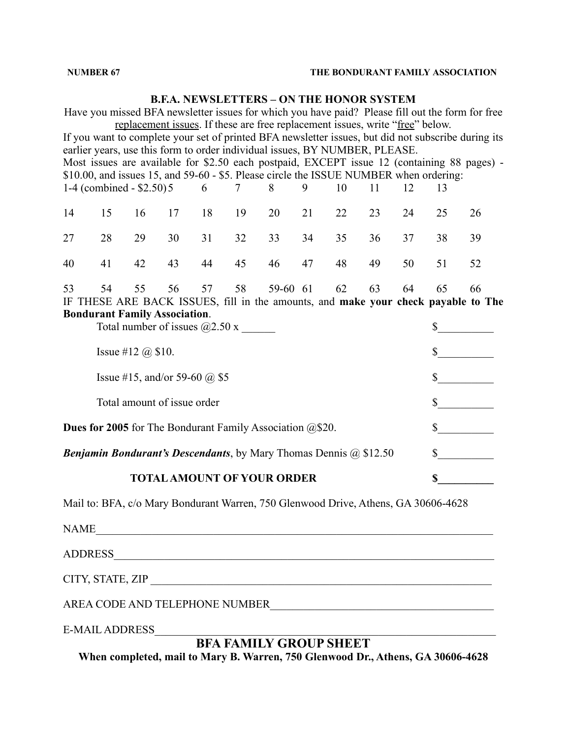## B.F.A. NEWSLETTERS – ON THE HONOR SYSTEM

Have you missed BFA newsletter issues for which you have paid? Please fill out the form for free replacement issues. If these are free replacement issues, write "free" below.

If you want to complete your set of printed BFA newsletter issues, but did not subscribe during its earlier years, use this form to order individual issues, BY NUMBER, PLEASE.

Most issues are available for $2.50 each postpaid, EXCEPT issue 12 (containing 88 pages) - $10.00, and issues 15, and 59-60 - $5. Please circle the ISSUE NUMBER when ordering:

| | | | | | | | | | | | | |
|---|---|---|---|---|---|---|---|---|---|---|---|---|
| 1-4 (combined - $2.50) | 5 | 6 | 7 | 8 | 9 | 10 | 11 | 12 | 13 | | | |
| 14 | 15 | 16 | 17 | 18 | 19 | 20 | 21 | 22 | 23 | 24 | 25 | 26 |
| 27 | 28 | 29 | 30 | 31 | 32 | 33 | 34 | 35 | 36 | 37 | 38 | 39 |
| 40 | 41 | 42 | 43 | 44 | 45 | 46 | 47 | 48 | 49 | 50 | 51 | 52 |
| 53 | 54 | 55 | 56 | 57 | 58 | 59-60 | 61 | 62 | 63 | 64 | 65 | 66 |

IF THESE ARE BACK ISSUES, fill in the amounts, and **make your check payable to The Bondurant Family Association**.

Total number of issues @2.50 x ______ $__________

Issue #12 @ $10. $__________

Issue #15, and/or 59-60 @ $5 $__________

Total amount of issue order $__________

**Dues for 2005** for The Bondurant Family Association @$20. $__________

***Benjamin Bondurant's Descendants***, by Mary Thomas Dennis @ $12.50 $__________

**TOTAL AMOUNT OF YOUR ORDER $__________**

Mail to: BFA, c/o Mary Bondurant Warren, 750 Glenwood Drive, Athens, GA 30606-4628

NAME______________________________________________________________________

ADDRESS___________________________________________________________________

CITY, STATE, ZIP ___________________________________________________________

AREA CODE AND TELEPHONE NUMBER_____________________________________

E-MAIL ADDRESS____________________________________________________________

## BFA FAMILY GROUP SHEET

**When completed, mail to Mary B. Warren, 750 Glenwood Dr., Athens, GA 30606-4628**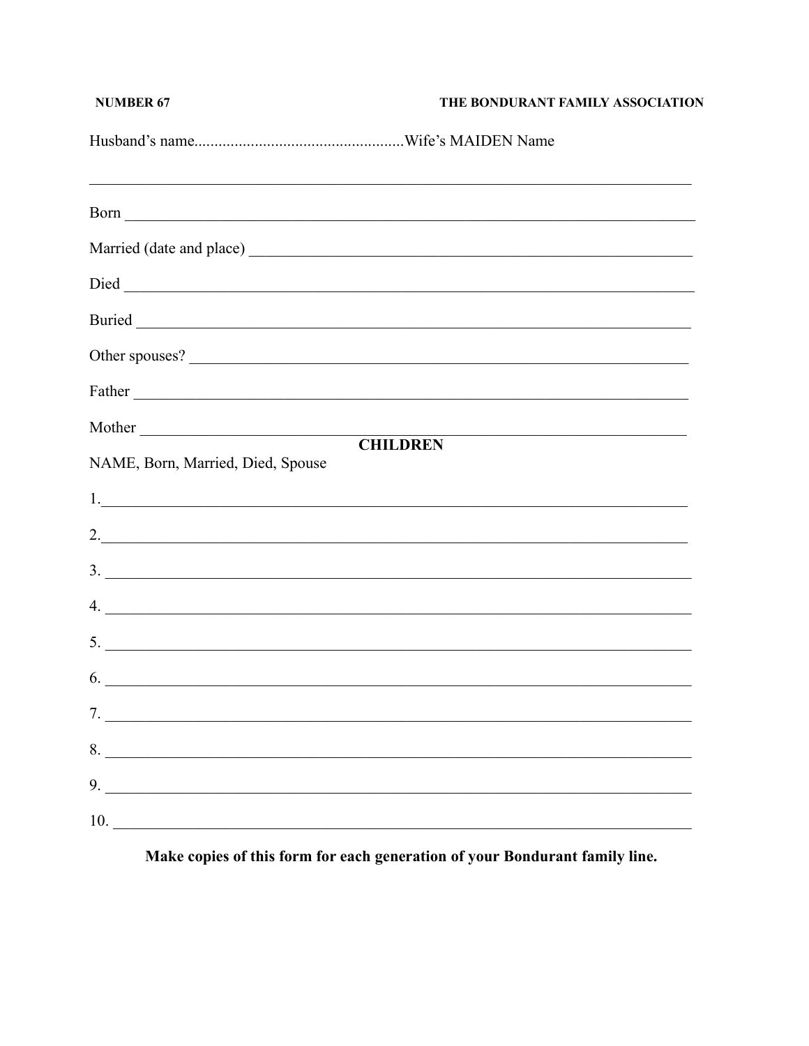Husband's name..................................................Wife's MAIDEN Name

_______________________________________________

Born _______________________________________________

Married (date and place) _______________________________________________

Died _______________________________________________

Buried _______________________________________________

Other spouses? _______________________________________________

Father _______________________________________________

Mother _______________________________________________

**CHILDREN**

NAME, Born, Married, Died, Spouse

1. _______________________________________________
2. _______________________________________________
3. _______________________________________________
4. _______________________________________________
5. _______________________________________________
6. _______________________________________________
7. _______________________________________________
8. _______________________________________________
9. _______________________________________________
10. _______________________________________________

**Make copies of this form for each generation of your Bondurant family line.**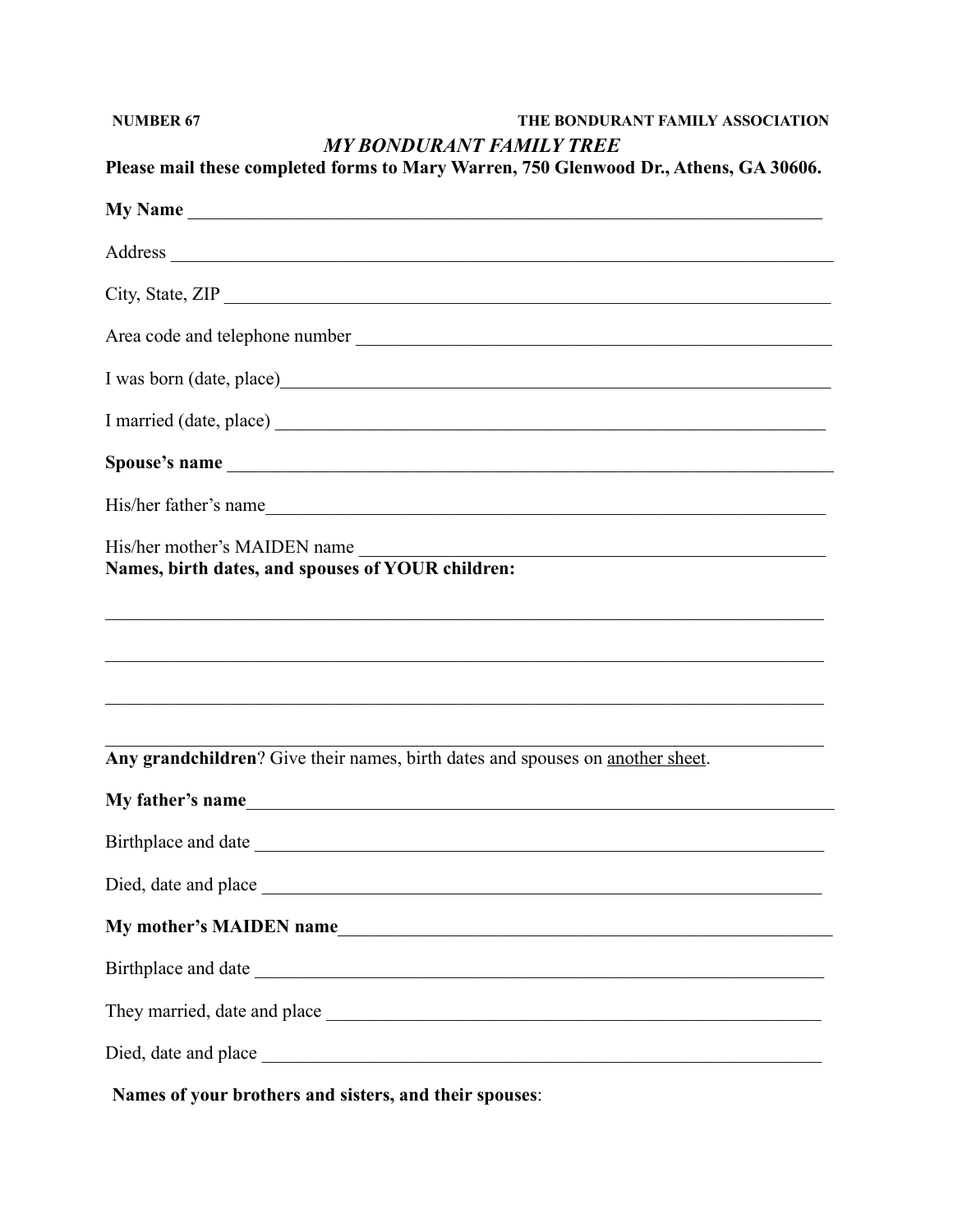**NUMBER 67** **THE BONDURANT FAMILY ASSOCIATION**

## *MY BONDURANT FAMILY TREE*

**Please mail these completed forms to Mary Warren, 750 Glenwood Dr., Athens, GA 30606.**

**My Name** ____________________________________________________________________

Address ______________________________________________________________________

City, State, ZIP _________________________________________________________________

Area code and telephone number ___________________________________________________

I was born (date, place)___________________________________________________________

I married (date, place) ___________________________________________________________

**Spouse's name** ________________________________________________________________

His/her father's name_____________________________________________________________

His/her mother's MAIDEN name ___________________________________________________

**Names, birth dates, and spouses of YOUR children:**

_____________________________________________________________________________

_____________________________________________________________________________

_____________________________________________________________________________

_____________________________________________________________________________

**Any grandchildren**? Give their names, birth dates and spouses on <u>another sheet</u>.

**My father's name**_______________________________________________________________

Birthplace and date _______________________________________________________________

Died, date and place ______________________________________________________________

**My mother's MAIDEN name**_______________________________________________________

Birthplace and date _______________________________________________________________

They married, date and place _______________________________________________________

Died, date and place ______________________________________________________________

**Names of your brothers and sisters, and their spouses**: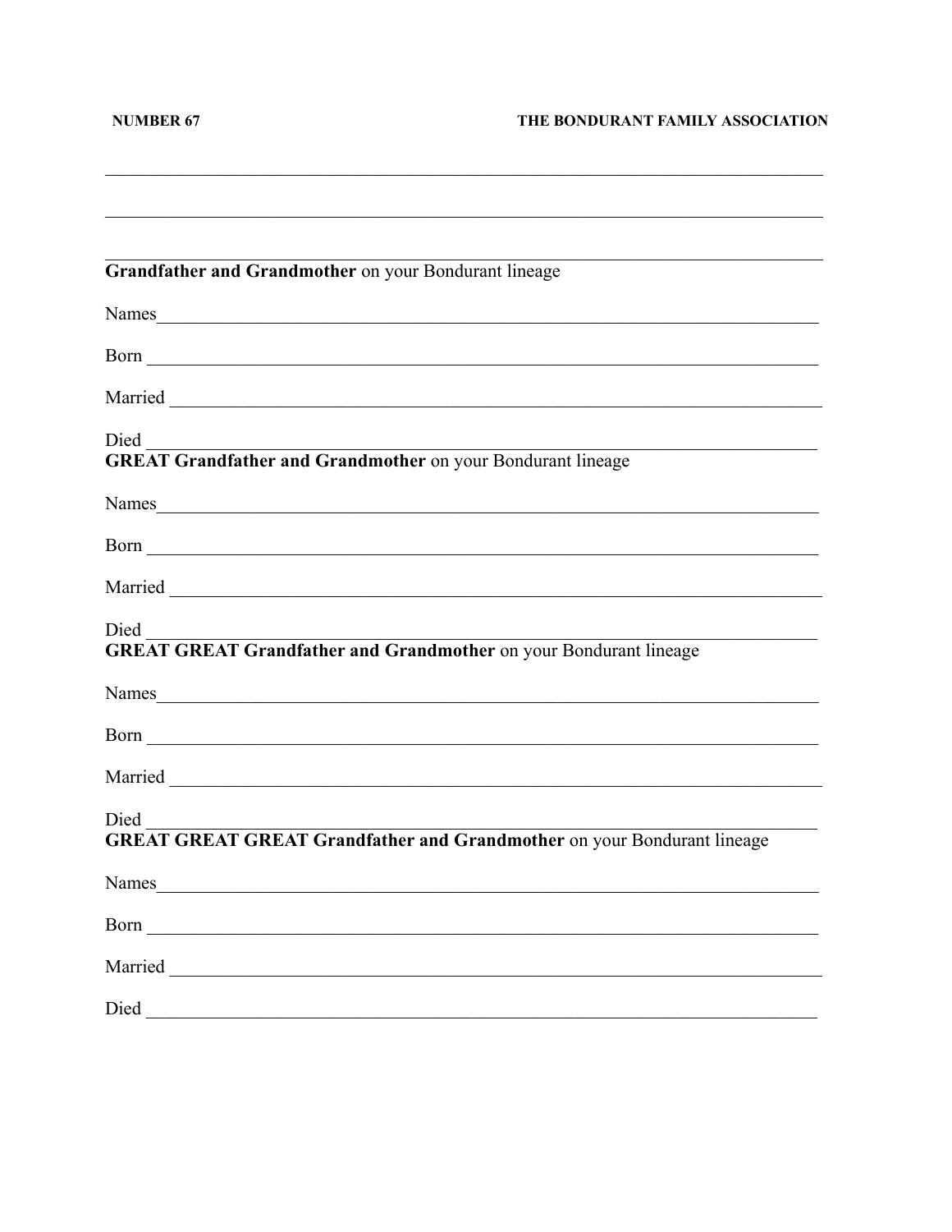_______________________________________________________________________________

_______________________________________________________________________________

_______________________________________________________________________________

**Grandfather and Grandmother** on your Bondurant lineage

Names_______________________________________________________________________

Born _______________________________________________________________________

Married _____________________________________________________________________

Died _______________________________________________________________________

**GREAT Grandfather and Grandmother** on your Bondurant lineage

Names_______________________________________________________________________

Born _______________________________________________________________________

Married _____________________________________________________________________

Died _______________________________________________________________________

**GREAT GREAT Grandfather and Grandmother** on your Bondurant lineage

Names_______________________________________________________________________

Born _______________________________________________________________________

Married _____________________________________________________________________

Died _______________________________________________________________________

**GREAT GREAT GREAT Grandfather and Grandmother** on your Bondurant lineage

Names_______________________________________________________________________

Born _______________________________________________________________________

Married _____________________________________________________________________

Died _______________________________________________________________________